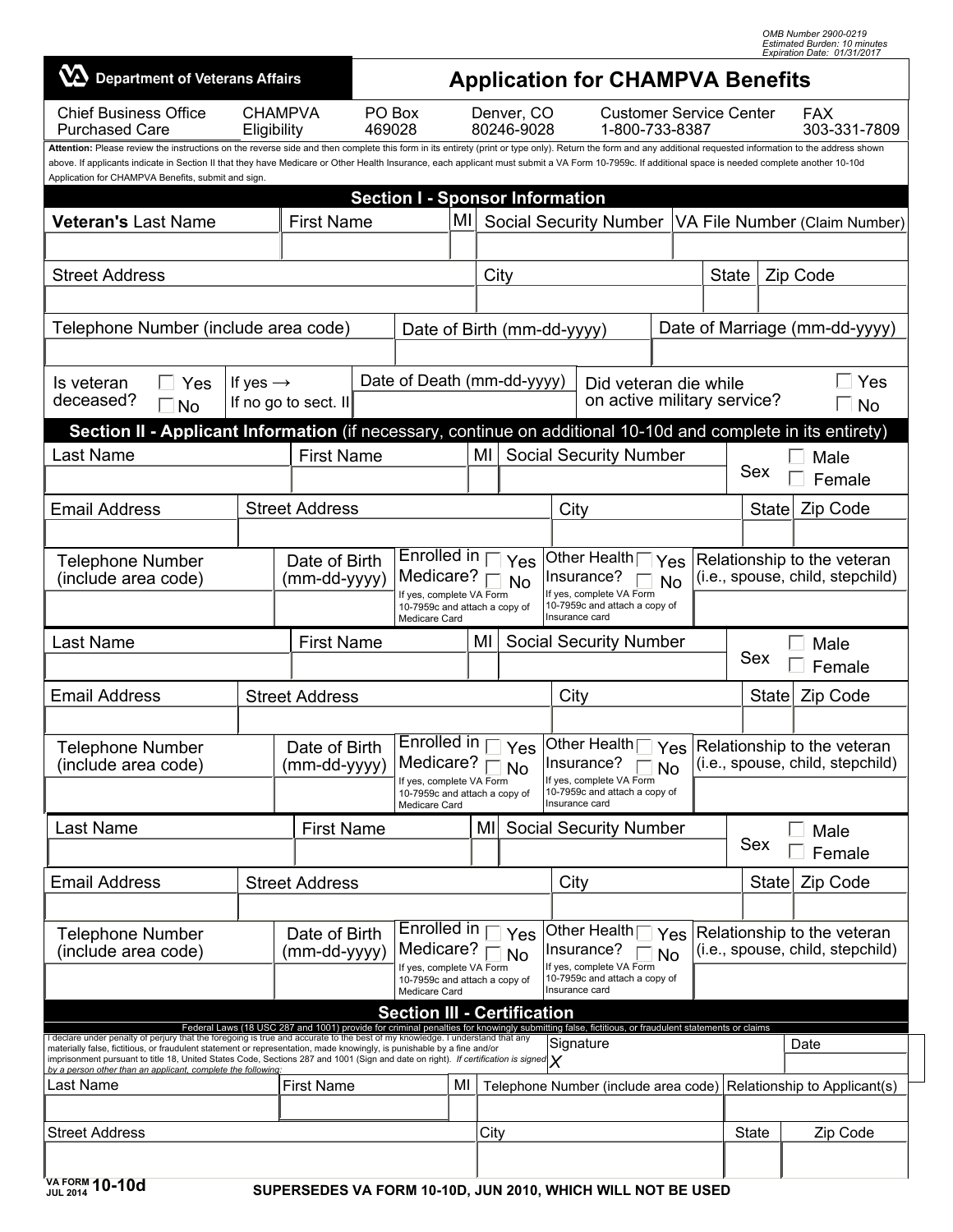OMB Number 2900-0219
Estimated Burden: 10 minutes
Expiration Date: 01/31/2017

**Department of Veterans Affairs**

# Application for CHAMPVA Benefits

| Chief Business Office Purchased Care | CHAMPVA Eligibility | PO Box 469028 | Denver, CO 80246-9028 | Customer Service Center 1-800-733-8387 | FAX 303-331-7809 |
|---|---|---|---|---|---|

**Attention:** Please review the instructions on the reverse side and then complete this form in its entirety (print or type only). Return the form and any additional requested information to the address shown above. If applicants indicate in Section II that they have Medicare or Other Health Insurance, each applicant must submit a VA Form 10-7959c. If additional space is needed complete another 10-10d Application for CHAMPVA Benefits, submit and sign.

## Section I - Sponsor Information

| **Veteran's** Last Name | First Name | MI | Social Security Number | VA File Number (Claim Number) |
|---|---|---|---|---|
| | | | | |

| Street Address | City | State | Zip Code |
|---|---|---|---|
| | | | |

| Telephone Number (include area code) | Date of Birth (mm-dd-yyyy) | Date of Marriage (mm-dd-yyyy) |
|---|---|---|
| | | |

| Is veteran deceased? ☐ Yes ☐ No | If yes → If no go to sect. II | Date of Death (mm-dd-yyyy) | Did veteran die while on active military service? ☐ Yes ☐ No |
|---|---|---|---|

## Section II - Applicant Information (if necessary, continue on additional 10-10d and complete in its entirety)

| Last Name | First Name | MI | Social Security Number | Sex ☐ Male ☐ Female |
|---|---|---|---|---|
| | | | | |

| Email Address | Street Address | City | State | Zip Code |
|---|---|---|---|---|
| | | | | |

| Telephone Number (include area code) | Date of Birth (mm-dd-yyyy) | Enrolled in Medicare? ☐ Yes ☐ No<br>If yes, complete VA Form 10-7959c and attach a copy of Medicare Card | Other Health Insurance? ☐ Yes ☐ No<br>If yes, complete VA Form 10-7959c and attach a copy of Insurance card | Relationship to the veteran (i.e., spouse, child, stepchild) |
|---|---|---|---|---|
| | | | | |

| Last Name | First Name | MI | Social Security Number | Sex ☐ Male ☐ Female |
|---|---|---|---|---|
| | | | | |

| Email Address | Street Address | City | State | Zip Code |
|---|---|---|---|---|
| | | | | |

| Telephone Number (include area code) | Date of Birth (mm-dd-yyyy) | Enrolled in Medicare? ☐ Yes ☐ No<br>If yes, complete VA Form 10-7959c and attach a copy of Medicare Card | Other Health Insurance? ☐ Yes ☐ No<br>If yes, complete VA Form 10-7959c and attach a copy of Insurance card | Relationship to the veteran (i.e., spouse, child, stepchild) |
|---|---|---|---|---|
| | | | | |

| Last Name | First Name | MI | Social Security Number | Sex ☐ Male ☐ Female |
|---|---|---|---|---|
| | | | | |

| Email Address | Street Address | City | State | Zip Code |
|---|---|---|---|---|
| | | | | |

| Telephone Number (include area code) | Date of Birth (mm-dd-yyyy) | Enrolled in Medicare? ☐ Yes ☐ No<br>If yes, complete VA Form 10-7959c and attach a copy of Medicare Card | Other Health Insurance? ☐ Yes ☐ No<br>If yes, complete VA Form 10-7959c and attach a copy of Insurance card | Relationship to the veteran (i.e., spouse, child, stepchild) |
|---|---|---|---|---|
| | | | | |

## Section III - Certification

Federal Laws (18 USC 287 and 1001) provide for criminal penalties for knowingly submitting false, fictitious, or fraudulent statements or claims

I declare under penalty of perjury that the foregoing is true and accurate to the best of my knowledge. I understand that any materially false, fictitious, or fraudulent statement or representation, made knowingly, is punishable by a fine and/or imprisonment pursuant to title 18, United States Code, Sections 287 and 1001 (Sign and date on right). *If certification is signed by a person other than an applicant, complete the following:*

| Signature | Date |
|---|---|
| X | |

| Last Name | First Name | MI | Telephone Number (include area code) | Relationship to Applicant(s) |
|---|---|---|---|---|
| | | | | |

| Street Address | City | State | Zip Code |
|---|---|---|---|
| | | | |

VA FORM JUL 2014 **10-10d**

**SUPERSEDES VA FORM 10-10D, JUN 2010, WHICH WILL NOT BE USED**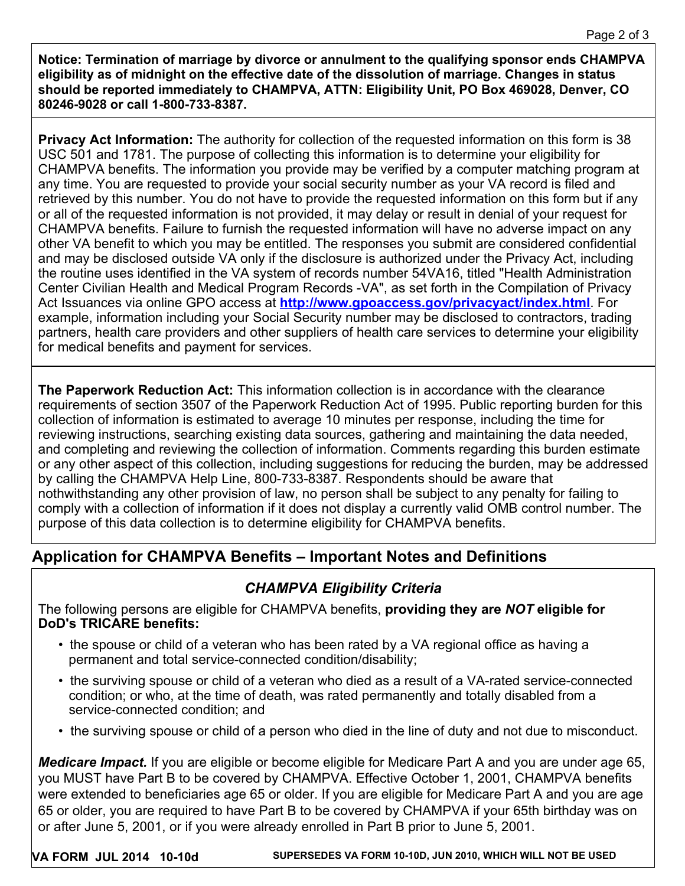**Notice: Termination of marriage by divorce or annulment to the qualifying sponsor ends CHAMPVA eligibility as of midnight on the effective date of the dissolution of marriage. Changes in status should be reported immediately to CHAMPVA, ATTN: Eligibility Unit, PO Box 469028, Denver, CO 80246-9028 or call 1-800-733-8387.**

**Privacy Act Information:** The authority for collection of the requested information on this form is 38 USC 501 and 1781. The purpose of collecting this information is to determine your eligibility for CHAMPVA benefits. The information you provide may be verified by a computer matching program at any time. You are requested to provide your social security number as your VA record is filed and retrieved by this number. You do not have to provide the requested information on this form but if any or all of the requested information is not provided, it may delay or result in denial of your request for CHAMPVA benefits. Failure to furnish the requested information will have no adverse impact on any other VA benefit to which you may be entitled. The responses you submit are considered confidential and may be disclosed outside VA only if the disclosure is authorized under the Privacy Act, including the routine uses identified in the VA system of records number 54VA16, titled "Health Administration Center Civilian Health and Medical Program Records -VA", as set forth in the Compilation of Privacy Act Issuances via online GPO access at **http://www.gpoaccess.gov/privacyact/index.html**. For example, information including your Social Security number may be disclosed to contractors, trading partners, health care providers and other suppliers of health care services to determine your eligibility for medical benefits and payment for services.

**The Paperwork Reduction Act:** This information collection is in accordance with the clearance requirements of section 3507 of the Paperwork Reduction Act of 1995. Public reporting burden for this collection of information is estimated to average 10 minutes per response, including the time for reviewing instructions, searching existing data sources, gathering and maintaining the data needed, and completing and reviewing the collection of information. Comments regarding this burden estimate or any other aspect of this collection, including suggestions for reducing the burden, may be addressed by calling the CHAMPVA Help Line, 800-733-8387. Respondents should be aware that nothwithstanding any other provision of law, no person shall be subject to any penalty for failing to comply with a collection of information if it does not display a currently valid OMB control number. The purpose of this data collection is to determine eligibility for CHAMPVA benefits.

## Application for CHAMPVA Benefits – Important Notes and Definitions

### *CHAMPVA Eligibility Criteria*

The following persons are eligible for CHAMPVA benefits, **providing they are *NOT* eligible for DoD's TRICARE benefits:**

- the spouse or child of a veteran who has been rated by a VA regional office as having a permanent and total service-connected condition/disability;
- the surviving spouse or child of a veteran who died as a result of a VA-rated service-connected condition; or who, at the time of death, was rated permanently and totally disabled from a service-connected condition; and
- the surviving spouse or child of a person who died in the line of duty and not due to misconduct.

***Medicare Impact.*** If you are eligible or become eligible for Medicare Part A and you are under age 65, you MUST have Part B to be covered by CHAMPVA. Effective October 1, 2001, CHAMPVA benefits were extended to beneficiaries age 65 or older. If you are eligible for Medicare Part A and you are age 65 or older, you are required to have Part B to be covered by CHAMPVA if your 65th birthday was on or after June 5, 2001, or if you were already enrolled in Part B prior to June 5, 2001.

**VA FORM JUL 2014 10-10d** **SUPERSEDES VA FORM 10-10D, JUN 2010, WHICH WILL NOT BE USED**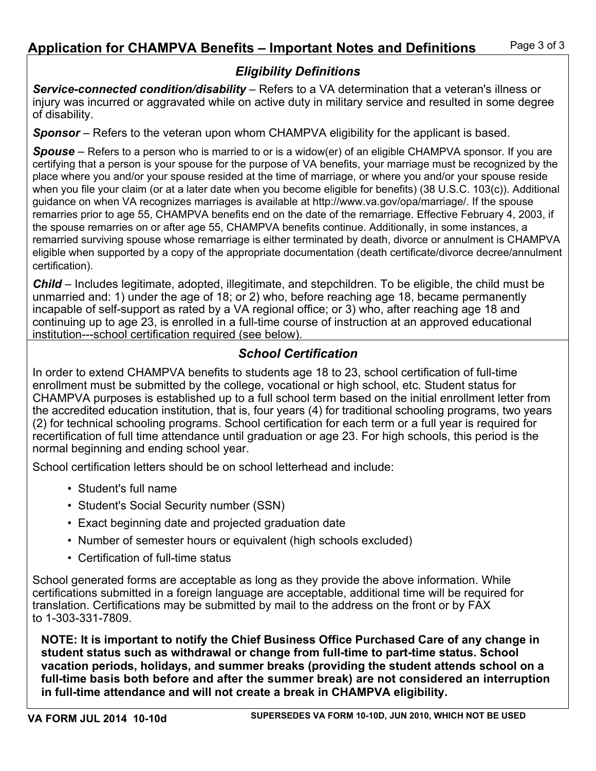# Application for CHAMPVA Benefits – Important Notes and Definitions

## *Eligibility Definitions*

***Service-connected condition/disability*** – Refers to a VA determination that a veteran's illness or injury was incurred or aggravated while on active duty in military service and resulted in some degree of disability.

***Sponsor*** – Refers to the veteran upon whom CHAMPVA eligibility for the applicant is based.

***Spouse*** – Refers to a person who is married to or is a widow(er) of an eligible CHAMPVA sponsor. If you are certifying that a person is your spouse for the purpose of VA benefits, your marriage must be recognized by the place where you and/or your spouse resided at the time of marriage, or where you and/or your spouse reside when you file your claim (or at a later date when you become eligible for benefits) (38 U.S.C. 103(c)). Additional guidance on when VA recognizes marriages is available at http://www.va.gov/opa/marriage/. If the spouse remarries prior to age 55, CHAMPVA benefits end on the date of the remarriage. Effective February 4, 2003, if the spouse remarries on or after age 55, CHAMPVA benefits continue. Additionally, in some instances, a remarried surviving spouse whose remarriage is either terminated by death, divorce or annulment is CHAMPVA eligible when supported by a copy of the appropriate documentation (death certificate/divorce decree/annulment certification).

***Child*** – Includes legitimate, adopted, illegitimate, and stepchildren. To be eligible, the child must be unmarried and: 1) under the age of 18; or 2) who, before reaching age 18, became permanently incapable of self-support as rated by a VA regional office; or 3) who, after reaching age 18 and continuing up to age 23, is enrolled in a full-time course of instruction at an approved educational institution---school certification required (see below).

## *School Certification*

In order to extend CHAMPVA benefits to students age 18 to 23, school certification of full-time enrollment must be submitted by the college, vocational or high school, etc. Student status for CHAMPVA purposes is established up to a full school term based on the initial enrollment letter from the accredited education institution, that is, four years (4) for traditional schooling programs, two years (2) for technical schooling programs. School certification for each term or a full year is required for recertification of full time attendance until graduation or age 23. For high schools, this period is the normal beginning and ending school year.

School certification letters should be on school letterhead and include:

- Student's full name
- Student's Social Security number (SSN)
- Exact beginning date and projected graduation date
- Number of semester hours or equivalent (high schools excluded)
- Certification of full-time status

School generated forms are acceptable as long as they provide the above information. While certifications submitted in a foreign language are acceptable, additional time will be required for translation. Certifications may be submitted by mail to the address on the front or by FAX to 1-303-331-7809.

**NOTE: It is important to notify the Chief Business Office Purchased Care of any change in student status such as withdrawal or change from full-time to part-time status. School vacation periods, holidays, and summer breaks (providing the student attends school on a full-time basis both before and after the summer break) are not considered an interruption in full-time attendance and will not create a break in CHAMPVA eligibility.**

**VA FORM JUL 2014 10-10d** **SUPERSEDES VA FORM 10-10D, JUN 2010, WHICH NOT BE USED**